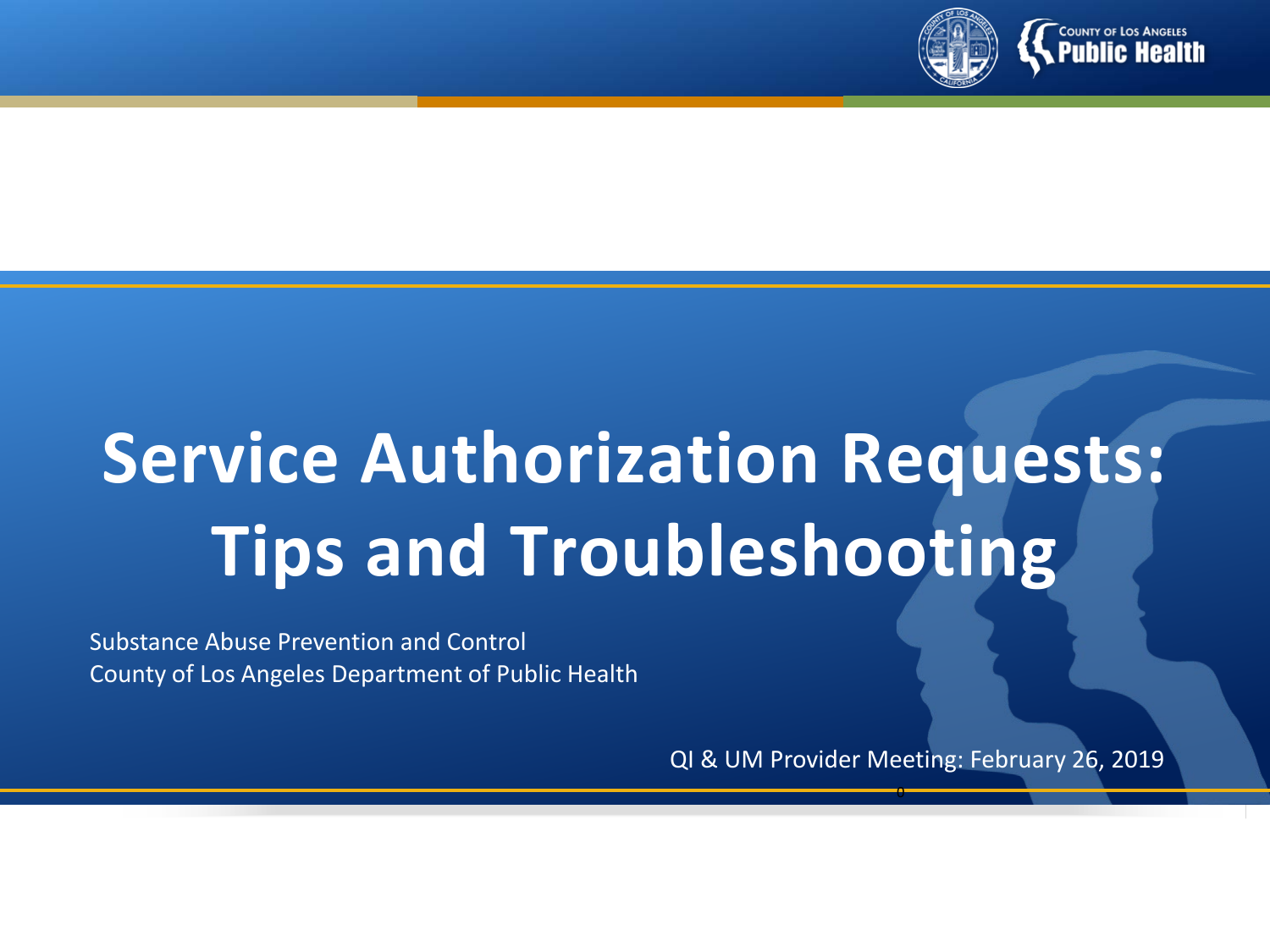# Service Authorization Requests: Tips and Troubleshooting

Substance Abuse Prevention and Control
County of Los Angeles Department of Public Health

QI & UM Provider Meeting: February 26, 2019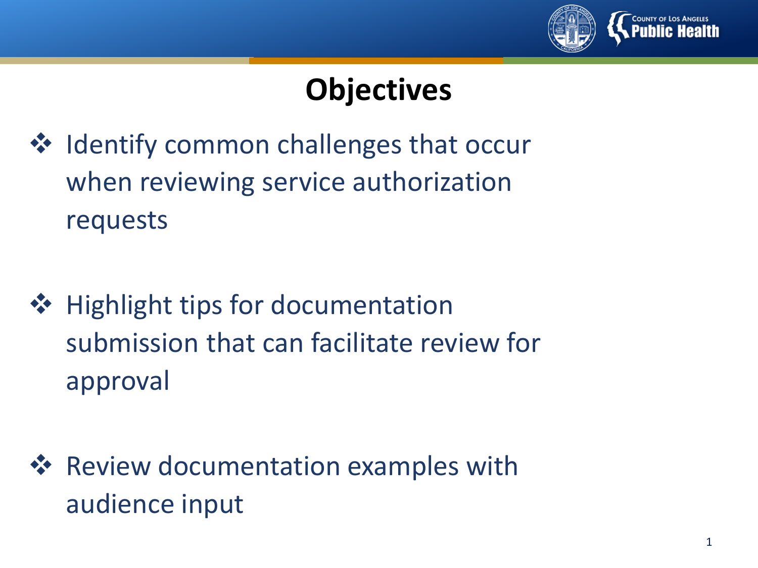# Objectives

- Identify common challenges that occur when reviewing service authorization requests
- Highlight tips for documentation submission that can facilitate review for approval
- Review documentation examples with audience input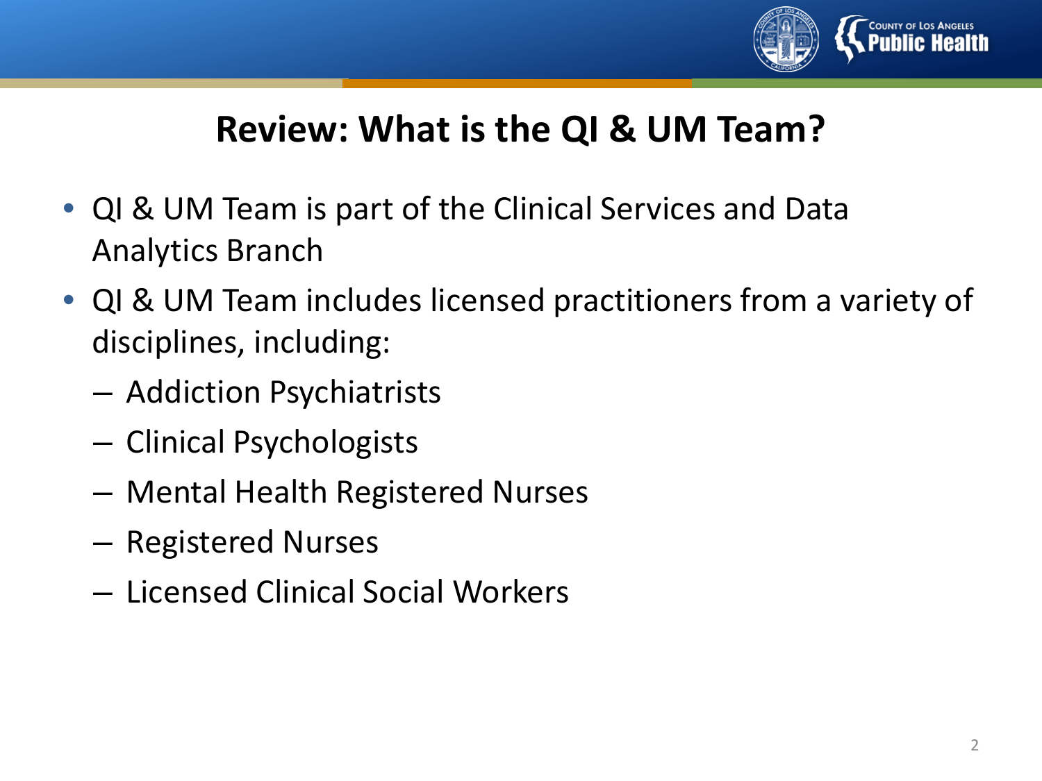# Review: What is the QI & UM Team?

- QI & UM Team is part of the Clinical Services and Data Analytics Branch
- QI & UM Team includes licensed practitioners from a variety of disciplines, including:
  - Addiction Psychiatrists
  - Clinical Psychologists
  - Mental Health Registered Nurses
  - Registered Nurses
  - Licensed Clinical Social Workers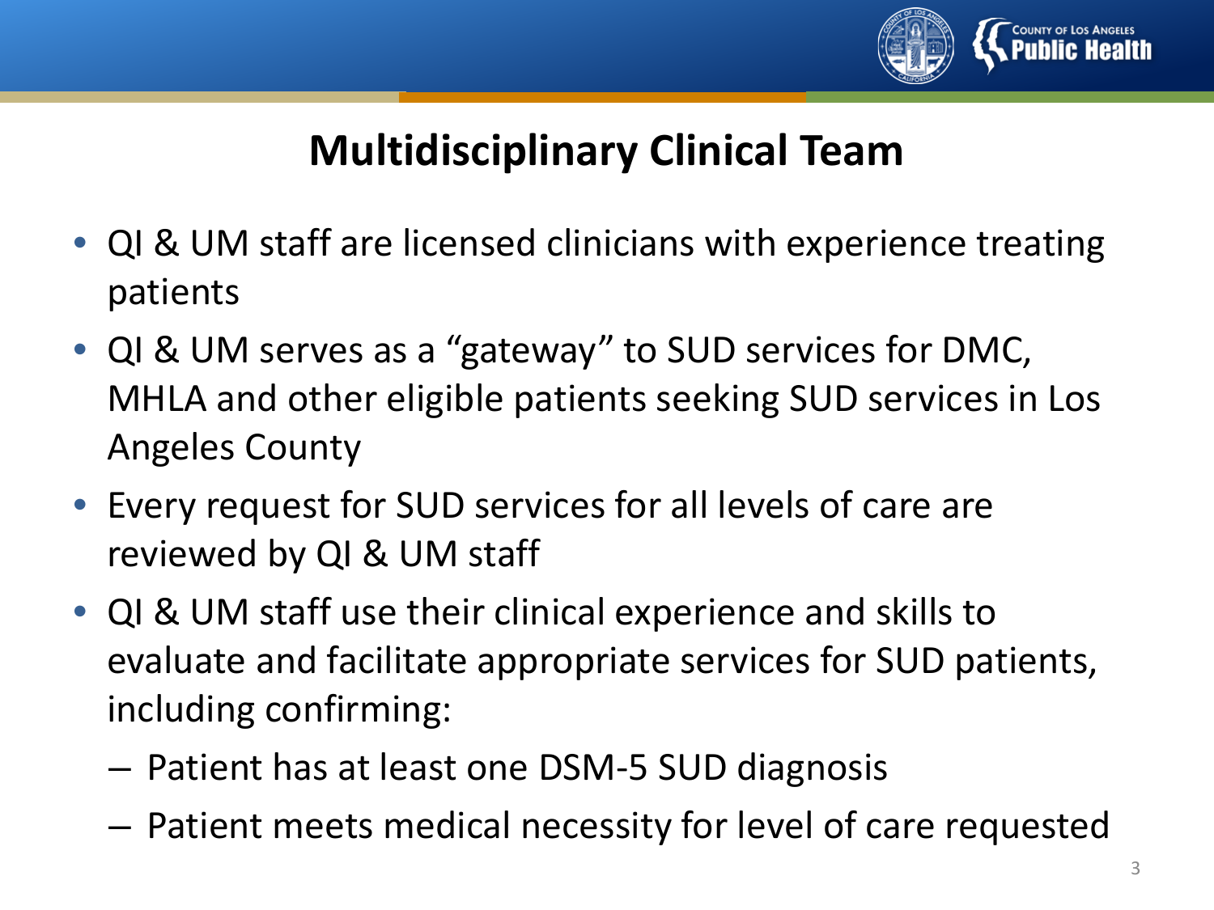# Multidisciplinary Clinical Team

- QI & UM staff are licensed clinicians with experience treating patients
- QI & UM serves as a "gateway" to SUD services for DMC, MHLA and other eligible patients seeking SUD services in Los Angeles County
- Every request for SUD services for all levels of care are reviewed by QI & UM staff
- QI & UM staff use their clinical experience and skills to evaluate and facilitate appropriate services for SUD patients, including confirming:
  - Patient has at least one DSM-5 SUD diagnosis
  - Patient meets medical necessity for level of care requested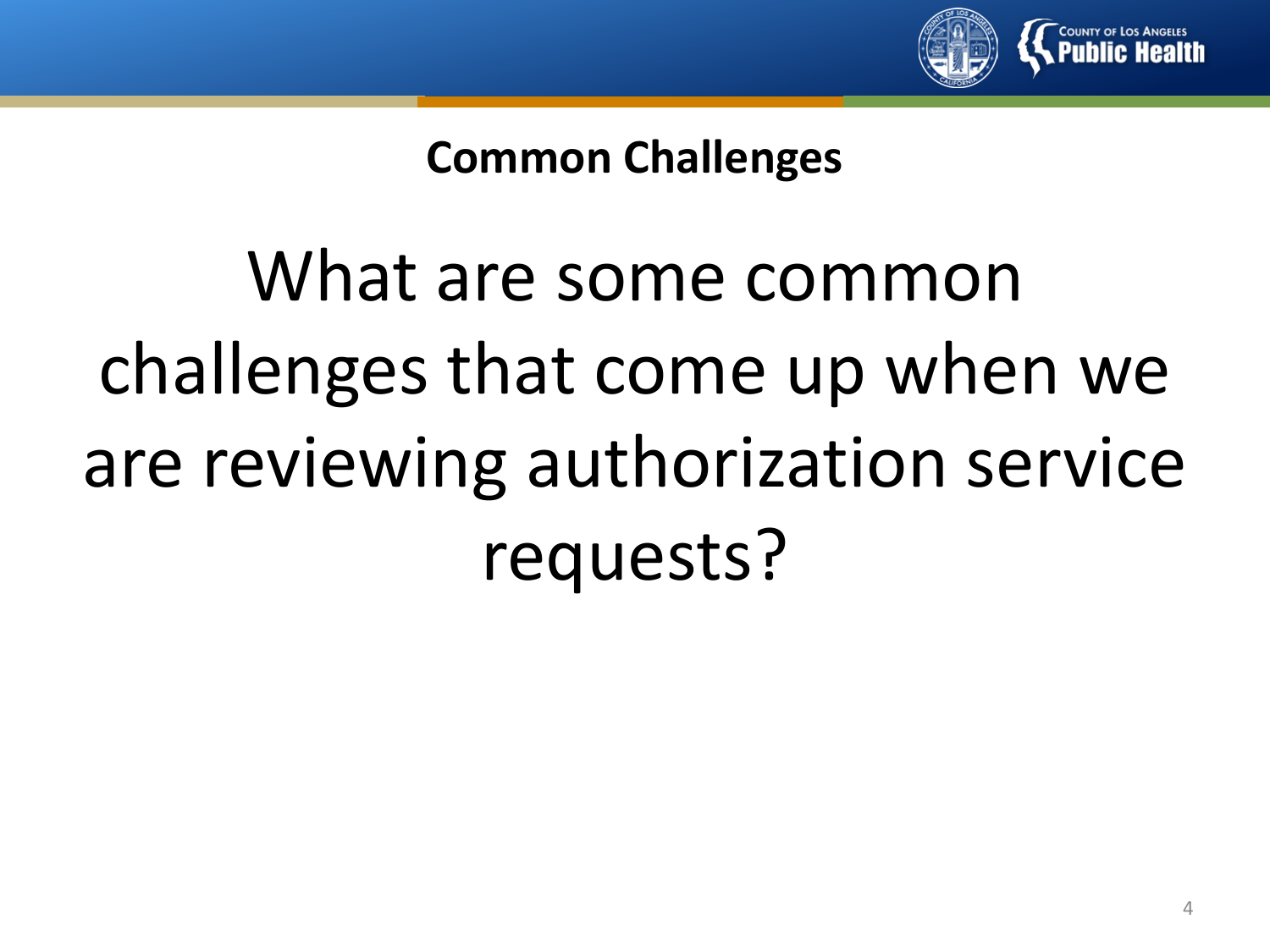## Common Challenges

What are some common challenges that come up when we are reviewing authorization service requests?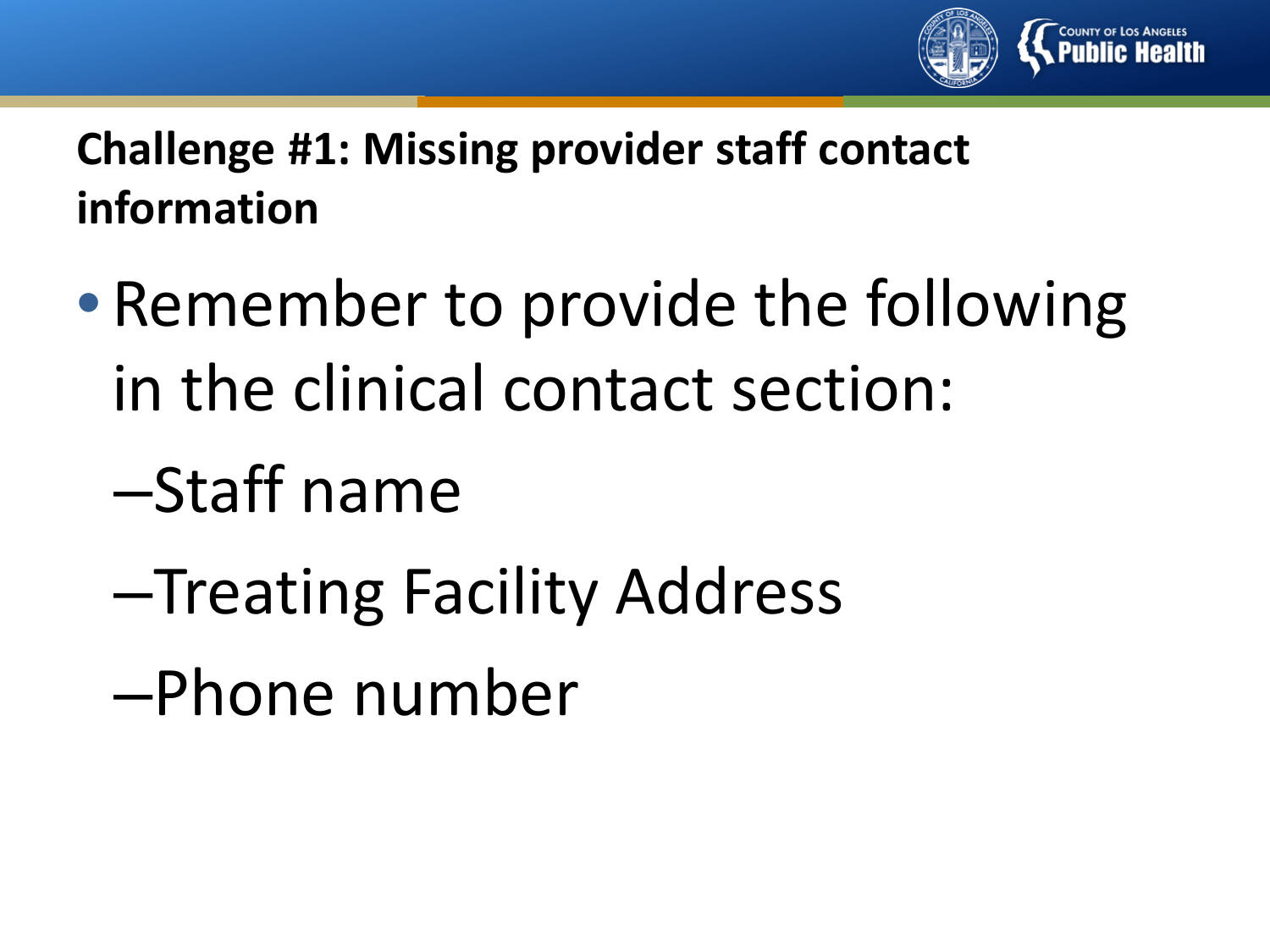## Challenge #1: Missing provider staff contact information

- Remember to provide the following in the clinical contact section:
  - Staff name
  - Treating Facility Address
  - Phone number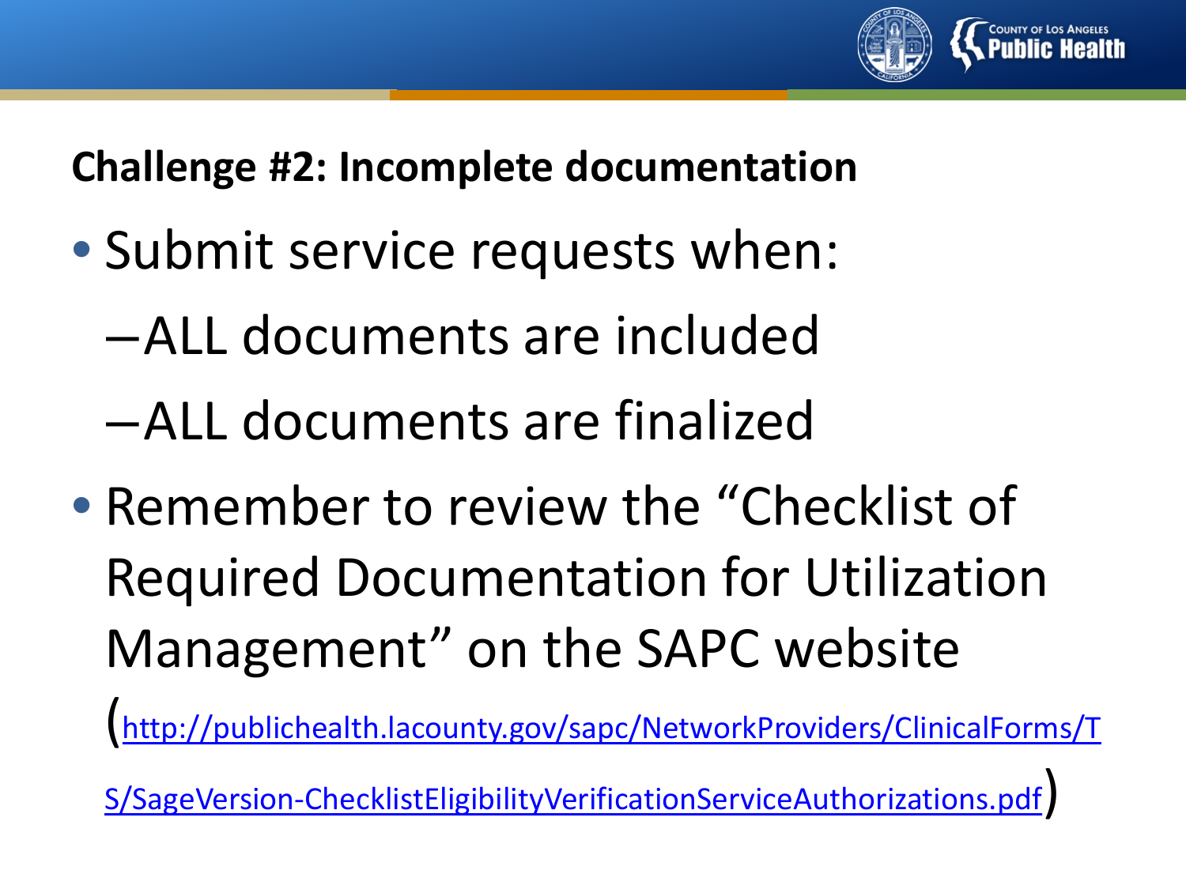## Challenge #2: Incomplete documentation

- Submit service requests when:
  - ALL documents are included
  - ALL documents are finalized
- Remember to review the "Checklist of Required Documentation for Utilization Management" on the SAPC website (http://publichealth.lacounty.gov/sapc/NetworkProviders/ClinicalForms/TS/SageVersion-ChecklistEligibilityVerificationServiceAuthorizations.pdf)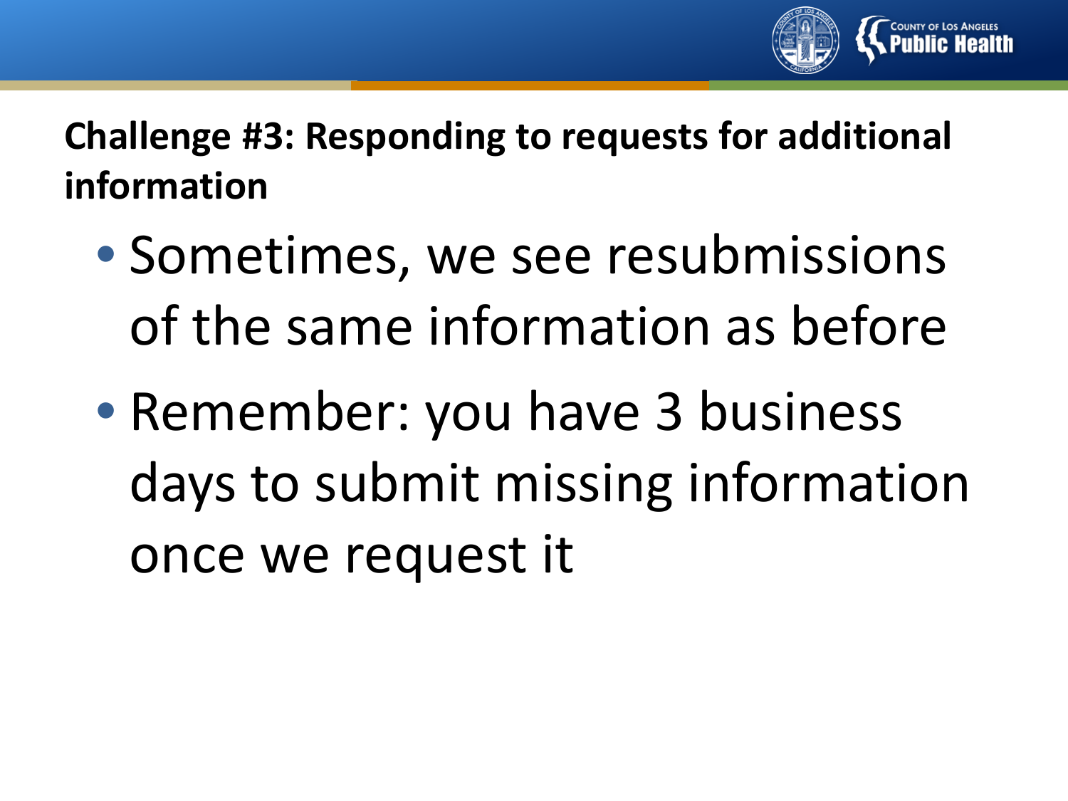## Challenge #3: Responding to requests for additional information

- Sometimes, we see resubmissions of the same information as before
- Remember: you have 3 business days to submit missing information once we request it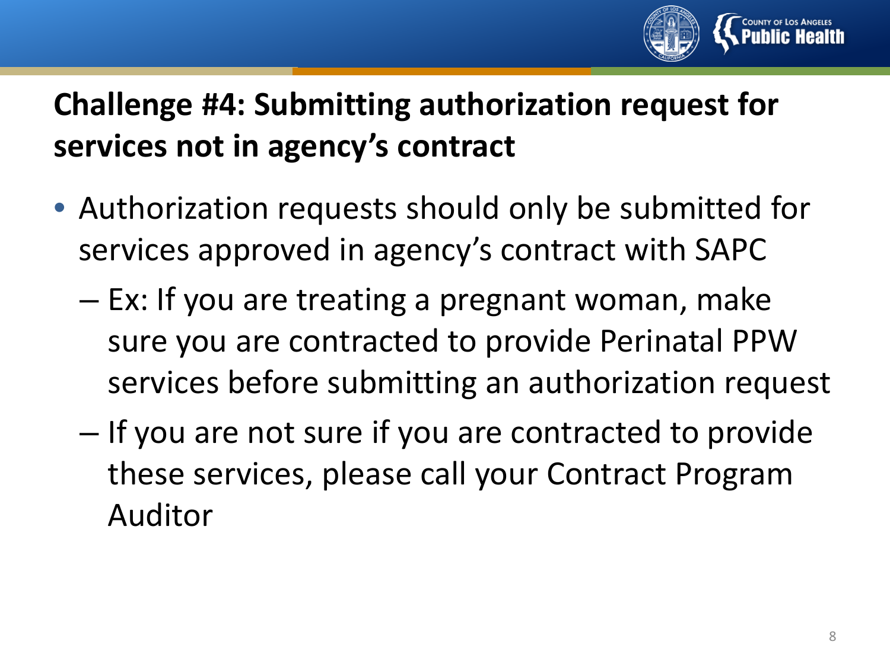## Challenge #4: Submitting authorization request for services not in agency's contract

- Authorization requests should only be submitted for services approved in agency's contract with SAPC
  - Ex: If you are treating a pregnant woman, make sure you are contracted to provide Perinatal PPW services before submitting an authorization request
  - If you are not sure if you are contracted to provide these services, please call your Contract Program Auditor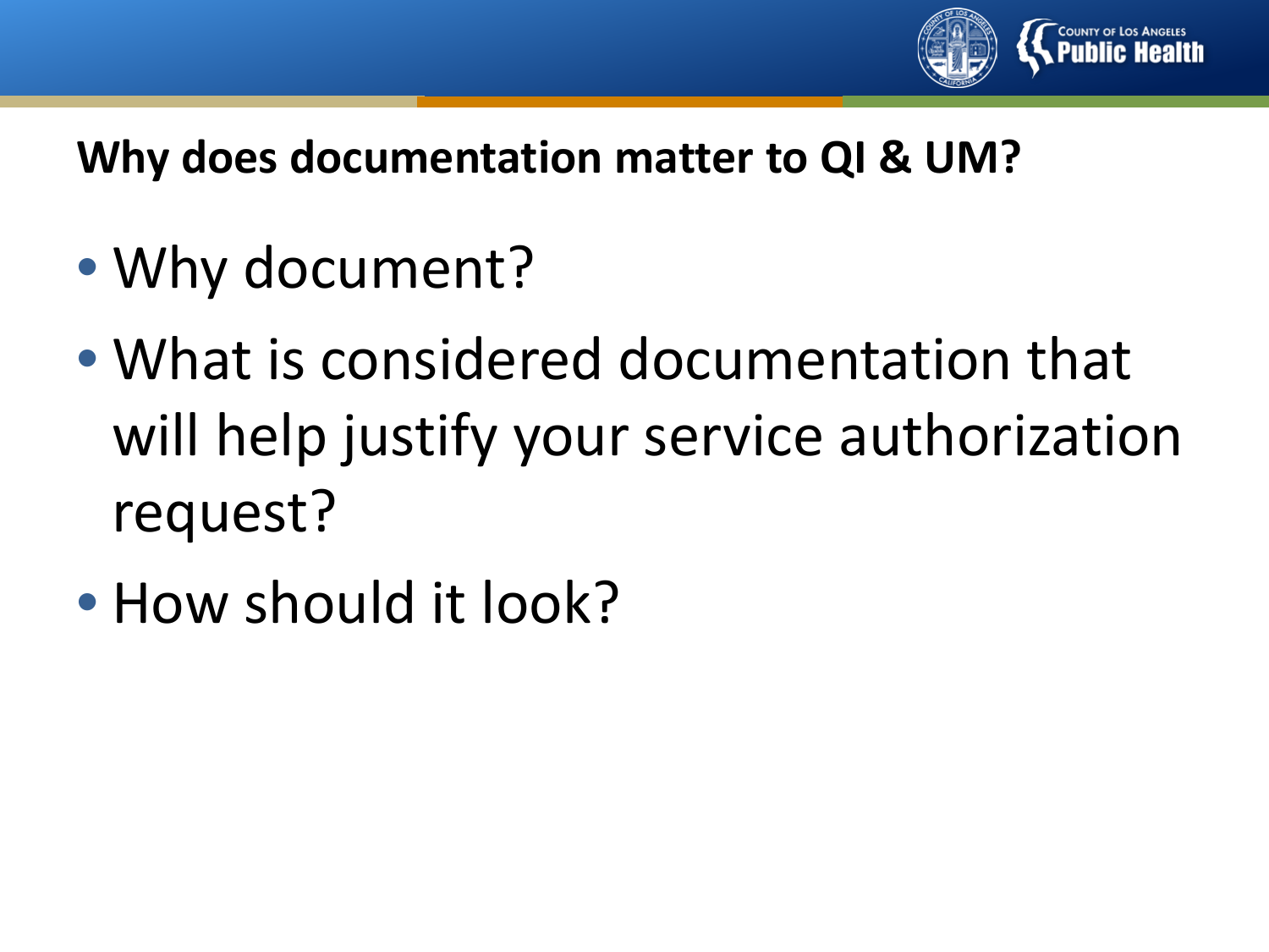## Why does documentation matter to QI & UM?

- Why document?
- What is considered documentation that will help justify your service authorization request?
- How should it look?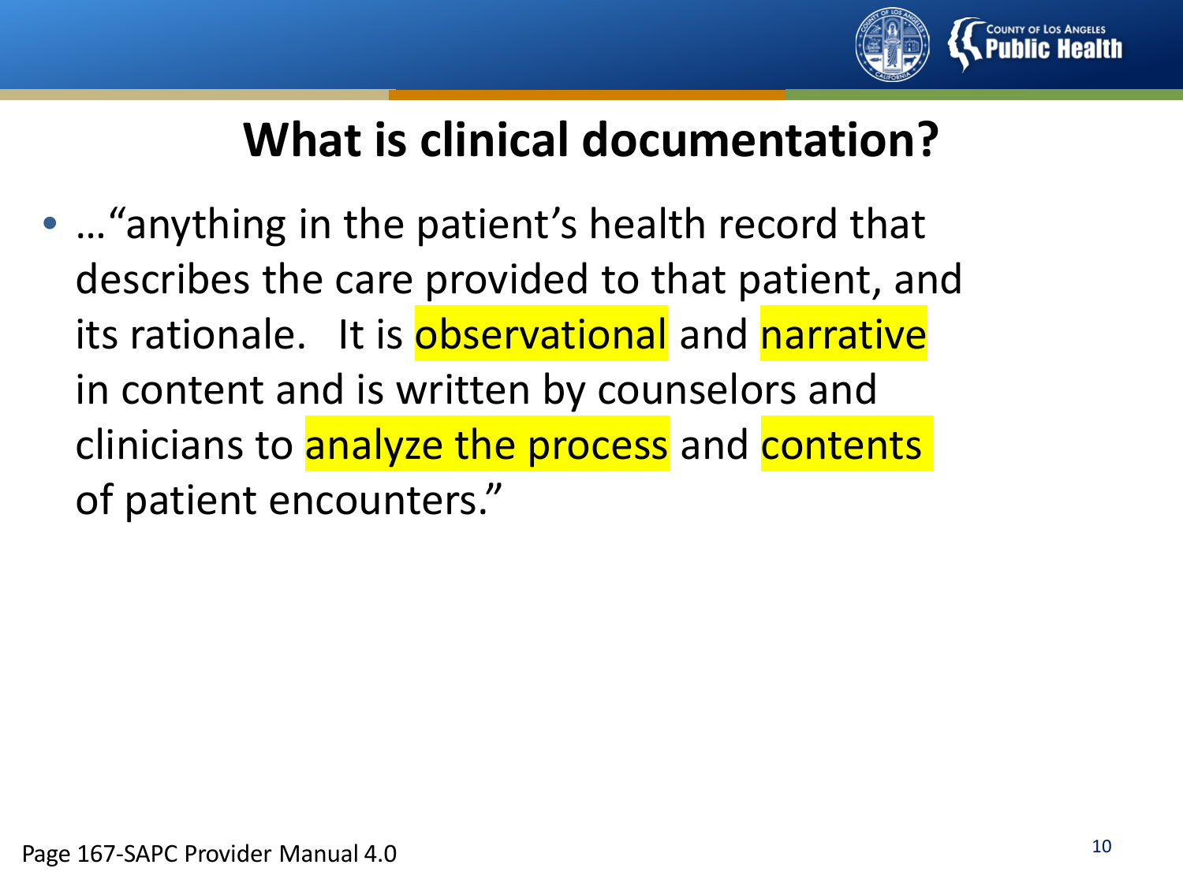# What is clinical documentation?

- …"anything in the patient's health record that describes the care provided to that patient, and its rationale. It is observational and narrative in content and is written by counselors and clinicians to analyze the process and contents of patient encounters."

Page 167-SAPC Provider Manual 4.0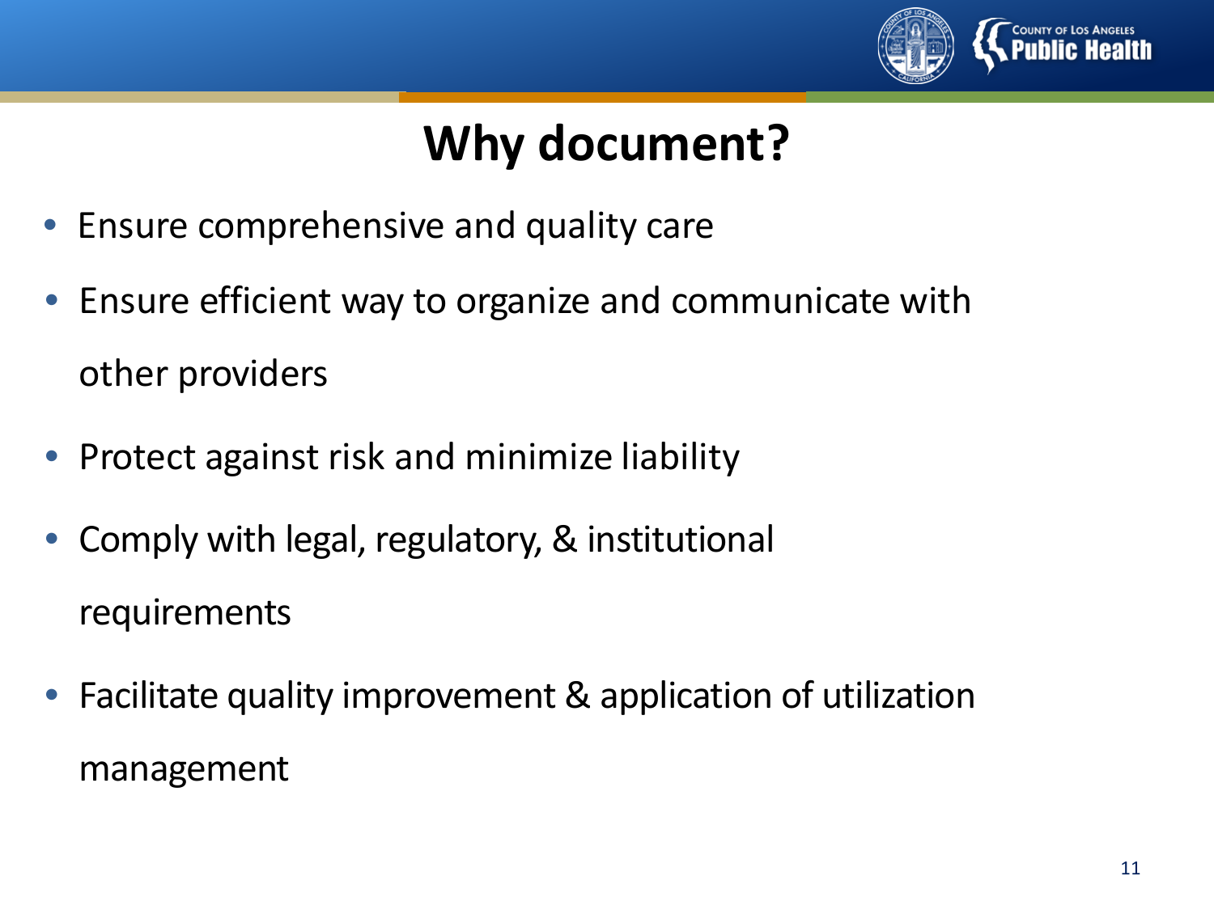# Why document?

- Ensure comprehensive and quality care
- Ensure efficient way to organize and communicate with other providers
- Protect against risk and minimize liability
- Comply with legal, regulatory, & institutional requirements
- Facilitate quality improvement & application of utilization management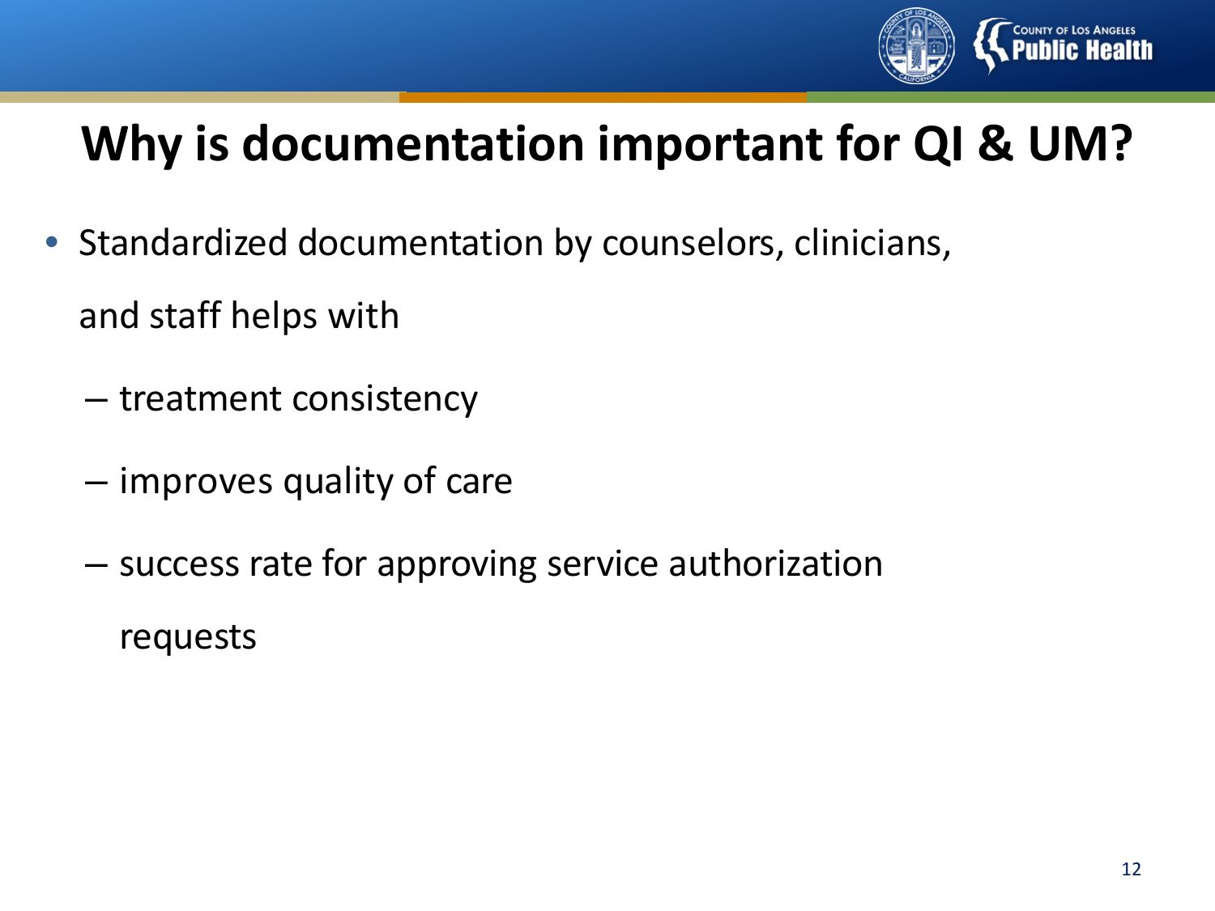# Why is documentation important for QI & UM?

- Standardized documentation by counselors, clinicians, and staff helps with
  - treatment consistency
  - improves quality of care
  - success rate for approving service authorization requests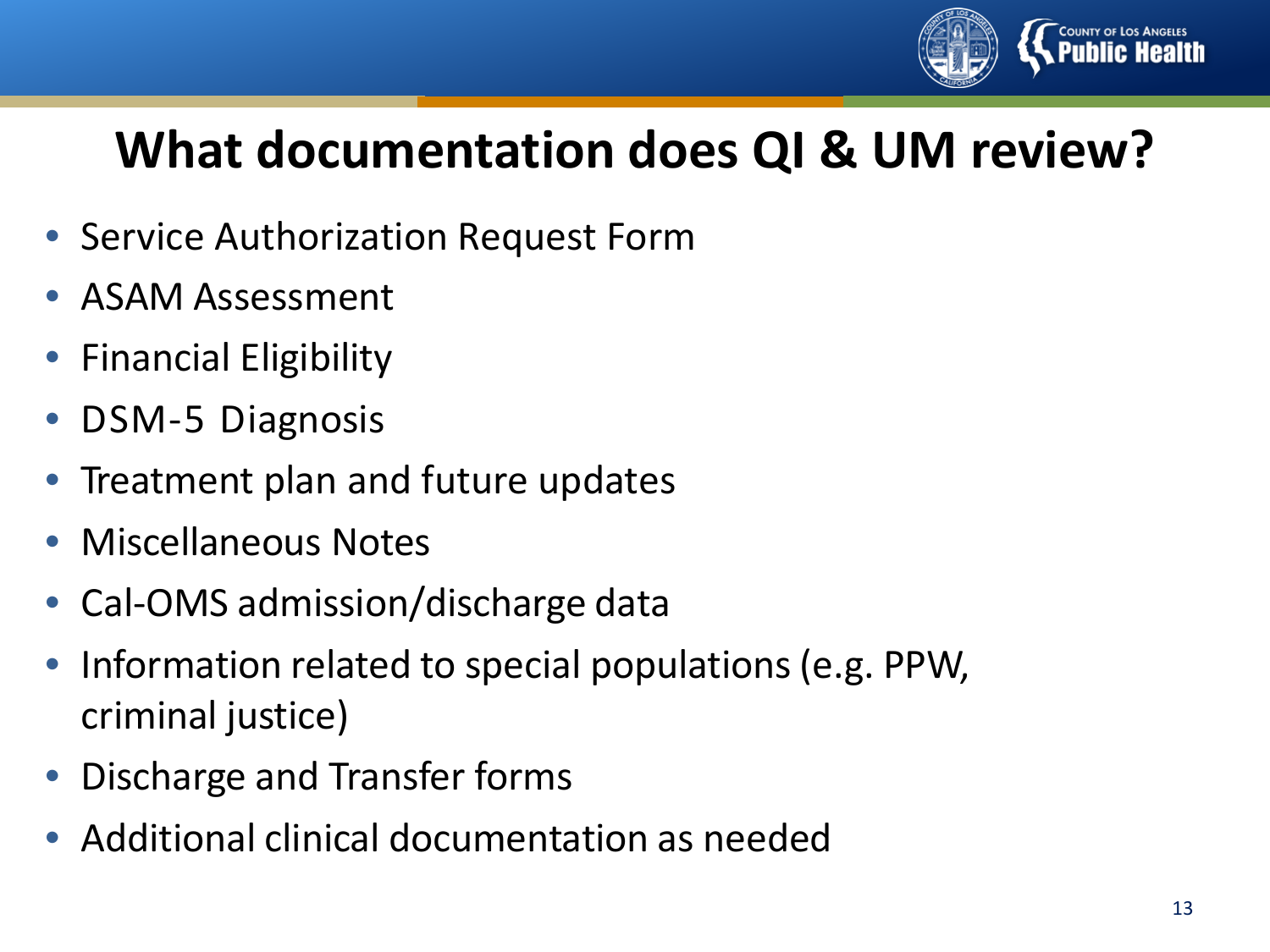# What documentation does QI & UM review?

- Service Authorization Request Form
- ASAM Assessment
- Financial Eligibility
- DSM-5 Diagnosis
- Treatment plan and future updates
- Miscellaneous Notes
- Cal-OMS admission/discharge data
- Information related to special populations (e.g. PPW, criminal justice)
- Discharge and Transfer forms
- Additional clinical documentation as needed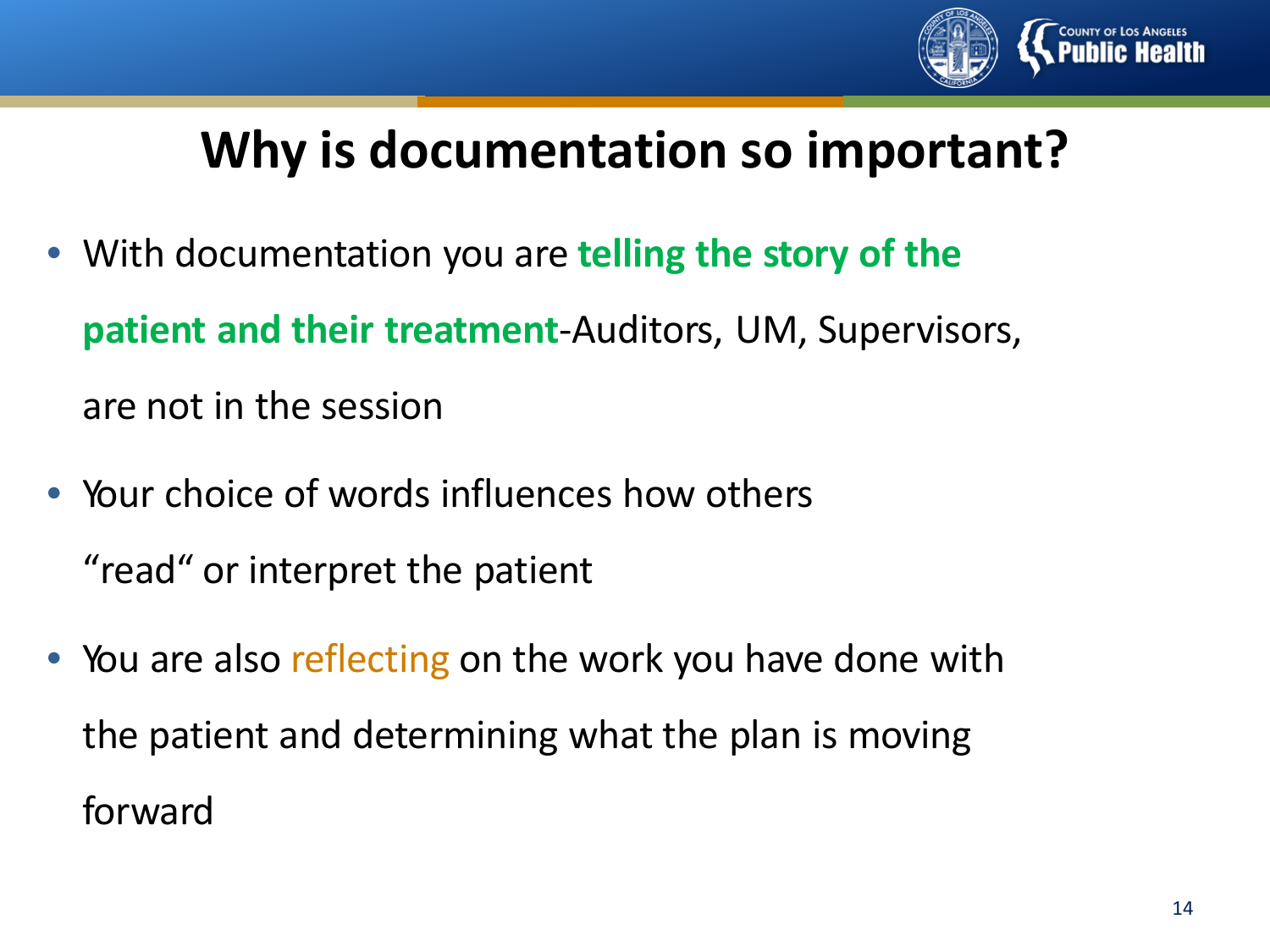# Why is documentation so important?

- With documentation you are **telling the story of the patient and their treatment**-Auditors, UM, Supervisors, are not in the session
- Your choice of words influences how others "read" or interpret the patient
- You are also reflecting on the work you have done with the patient and determining what the plan is moving forward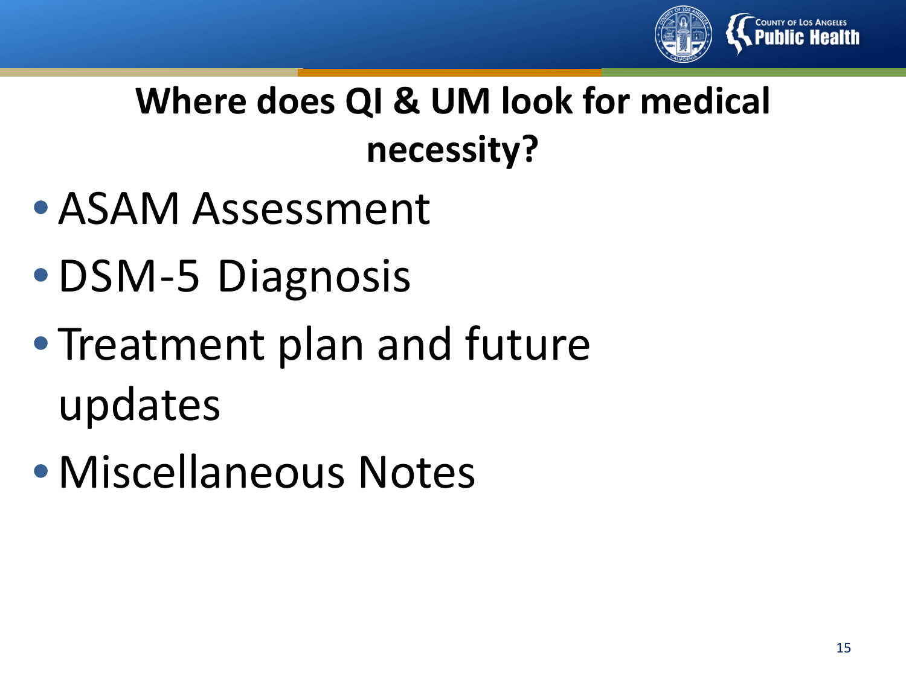## Where does QI & UM look for medical necessity?

- ASAM Assessment
- DSM-5 Diagnosis
- Treatment plan and future updates
- Miscellaneous Notes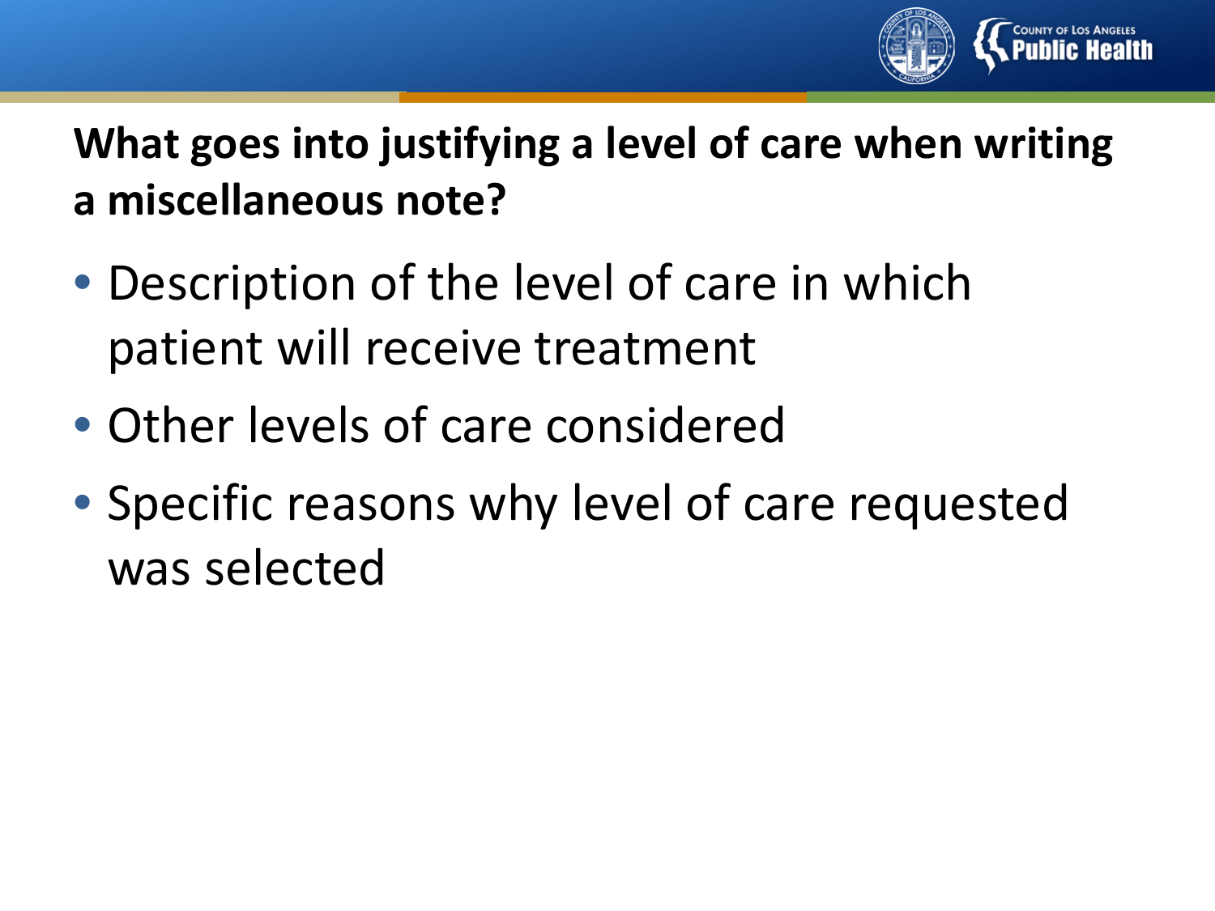## What goes into justifying a level of care when writing a miscellaneous note?

- Description of the level of care in which patient will receive treatment
- Other levels of care considered
- Specific reasons why level of care requested was selected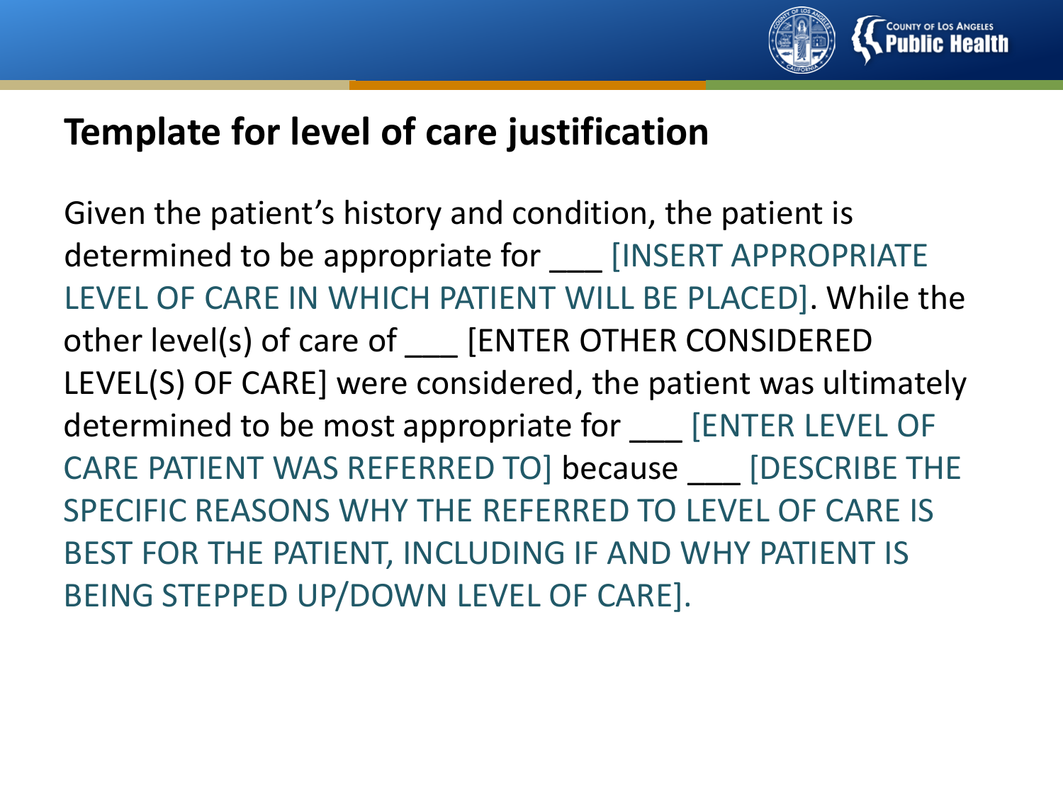## Template for level of care justification

Given the patient's history and condition, the patient is determined to be appropriate for ___ [INSERT APPROPRIATE LEVEL OF CARE IN WHICH PATIENT WILL BE PLACED]. While the other level(s) of care of ___ [ENTER OTHER CONSIDERED LEVEL(S) OF CARE] were considered, the patient was ultimately determined to be most appropriate for ___ [ENTER LEVEL OF CARE PATIENT WAS REFERRED TO] because ___ [DESCRIBE THE SPECIFIC REASONS WHY THE REFERRED TO LEVEL OF CARE IS BEST FOR THE PATIENT, INCLUDING IF AND WHY PATIENT IS BEING STEPPED UP/DOWN LEVEL OF CARE].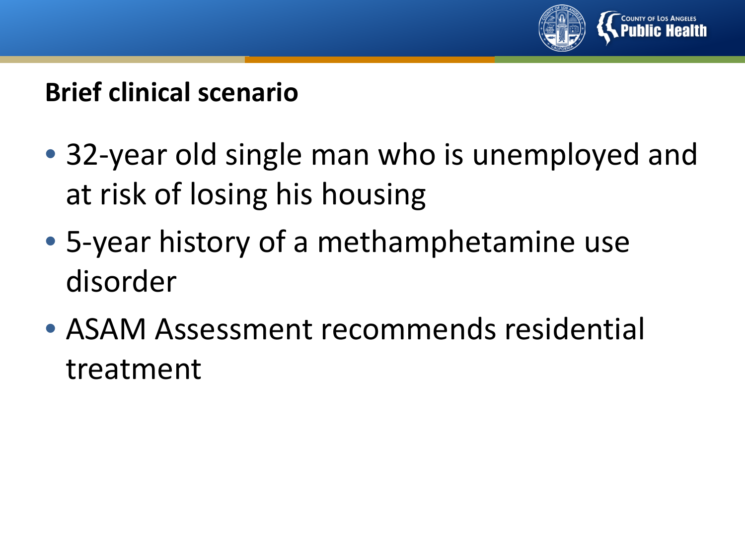## Brief clinical scenario

- 32-year old single man who is unemployed and at risk of losing his housing
- 5-year history of a methamphetamine use disorder
- ASAM Assessment recommends residential treatment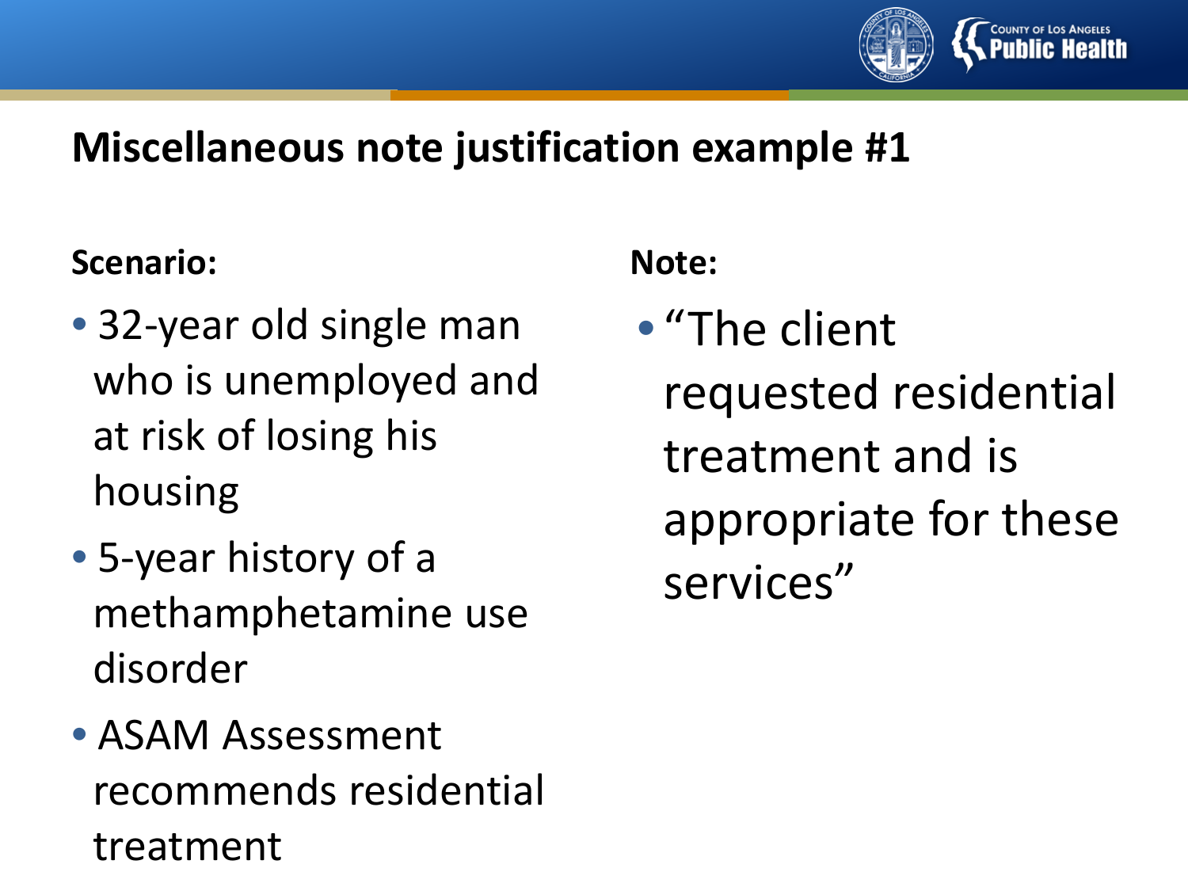# Miscellaneous note justification example #1

**Scenario:**

- 32-year old single man who is unemployed and at risk of losing his housing
- 5-year history of a methamphetamine use disorder
- ASAM Assessment recommends residential treatment

**Note:**

- "The client requested residential treatment and is appropriate for these services"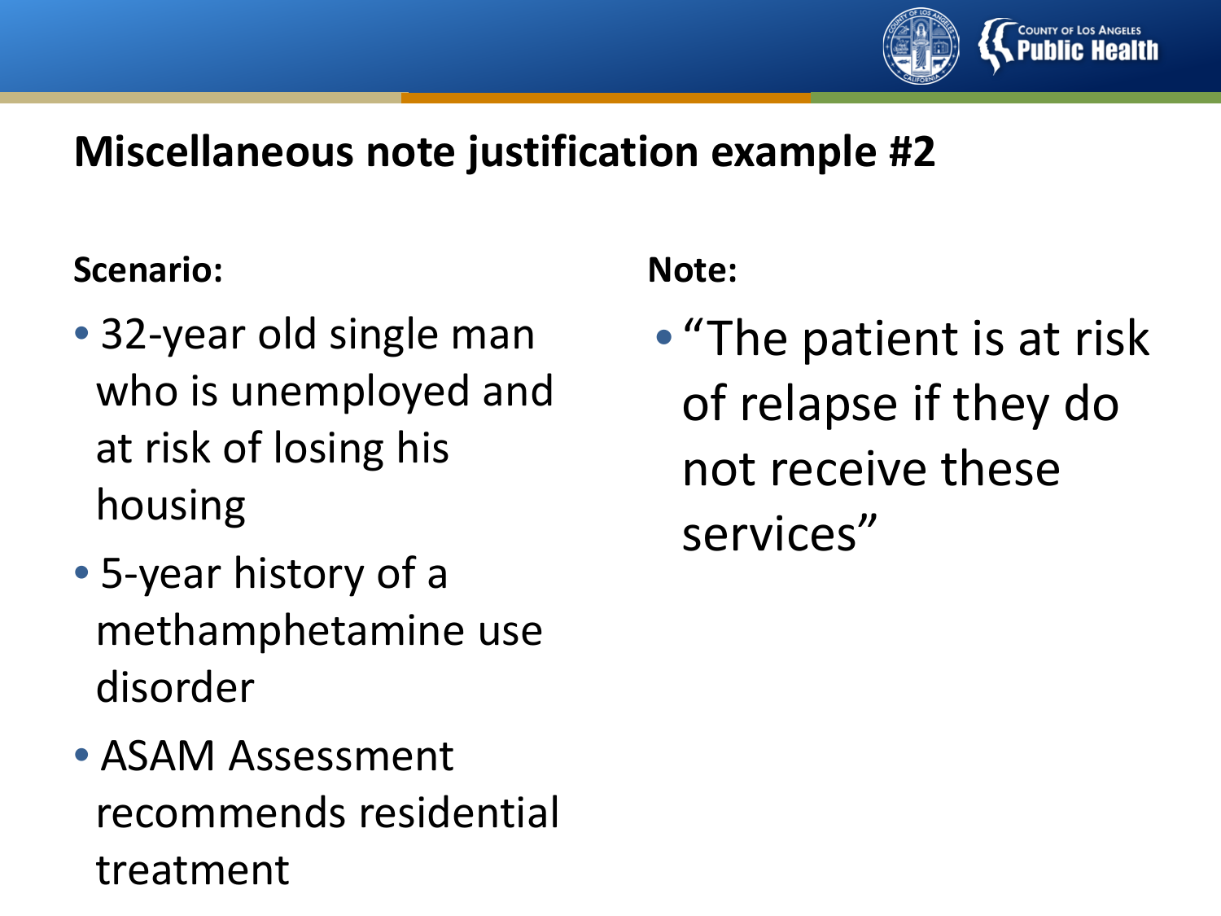## Miscellaneous note justification example #2

**Scenario:**

- 32-year old single man who is unemployed and at risk of losing his housing
- 5-year history of a methamphetamine use disorder
- ASAM Assessment recommends residential treatment

**Note:**

- “The patient is at risk of relapse if they do not receive these services”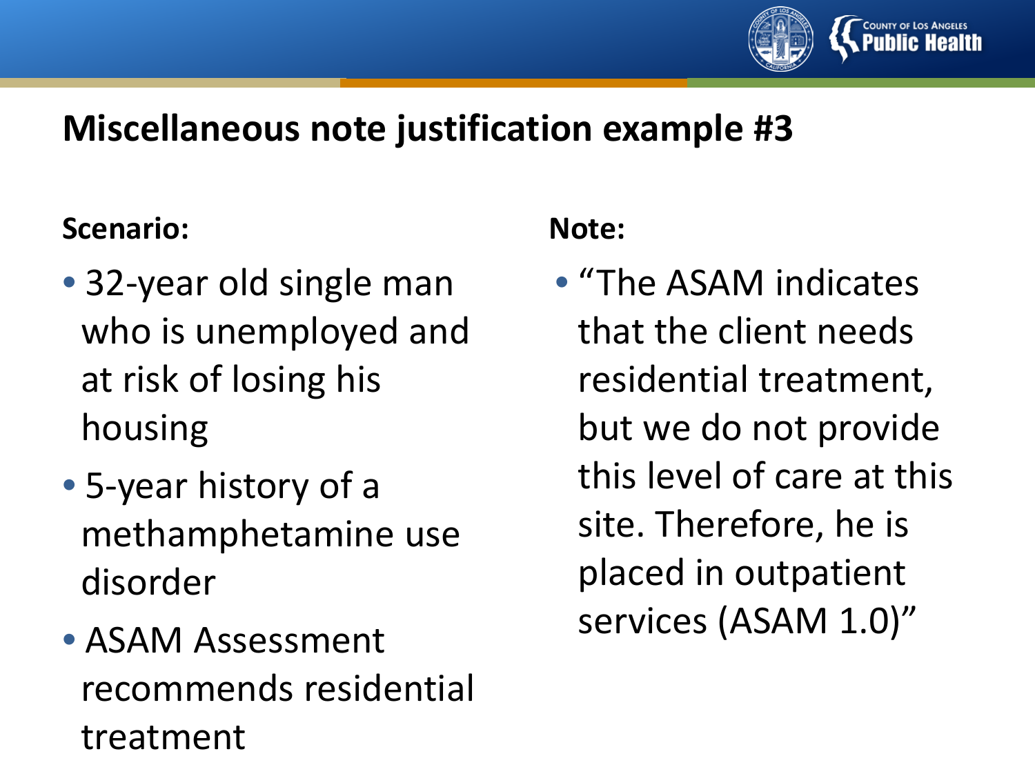# Miscellaneous note justification example #3

**Scenario:**

- 32-year old single man who is unemployed and at risk of losing his housing
- 5-year history of a methamphetamine use disorder
- ASAM Assessment recommends residential treatment

**Note:**

- "The ASAM indicates that the client needs residential treatment, but we do not provide this level of care at this site. Therefore, he is placed in outpatient services (ASAM 1.0)"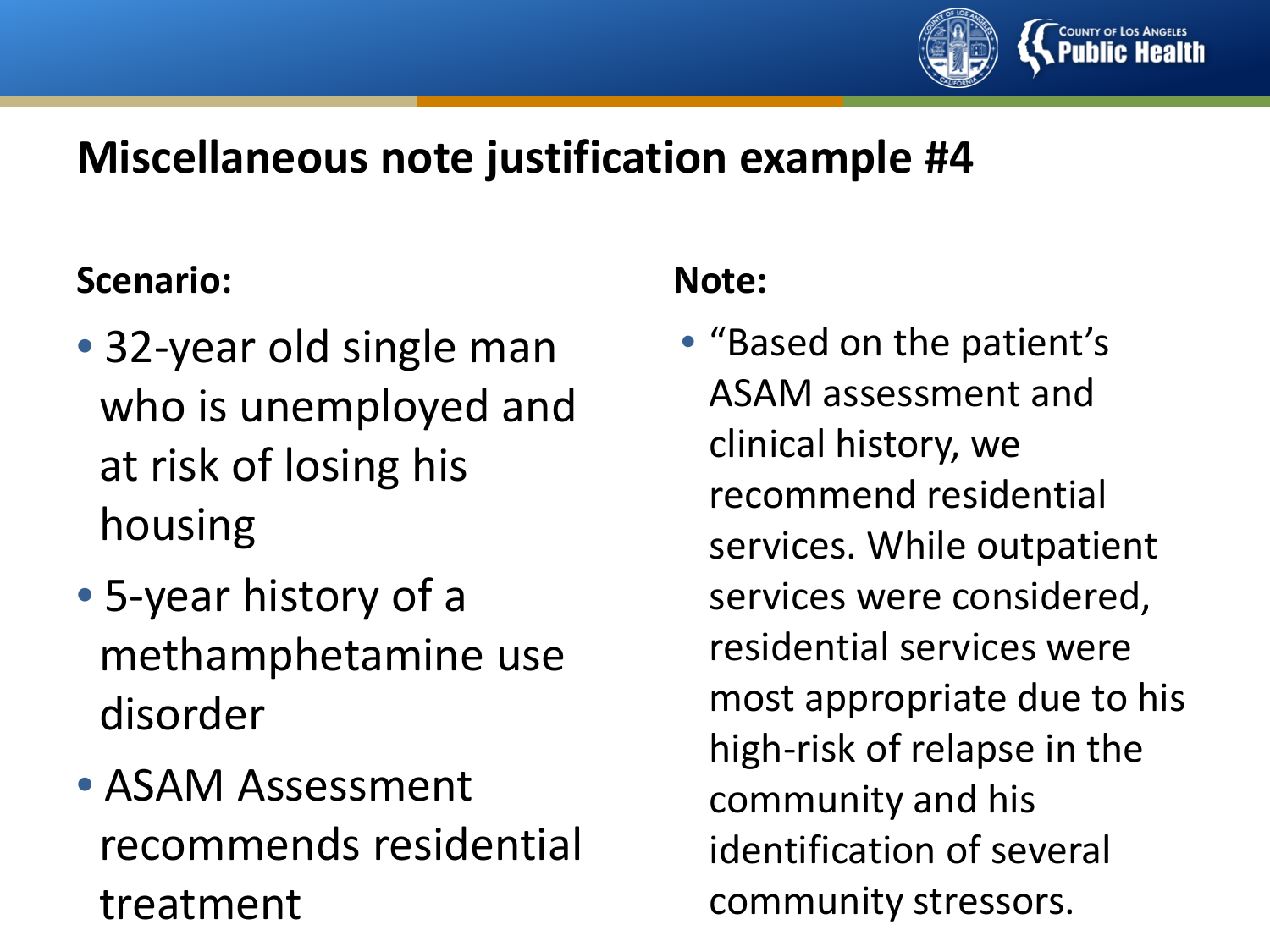# Miscellaneous note justification example #4

**Scenario:**

- 32-year old single man who is unemployed and at risk of losing his housing
- 5-year history of a methamphetamine use disorder
- ASAM Assessment recommends residential treatment

**Note:**

- "Based on the patient's ASAM assessment and clinical history, we recommend residential services. While outpatient services were considered, residential services were most appropriate due to his high-risk of relapse in the community and his identification of several community stressors.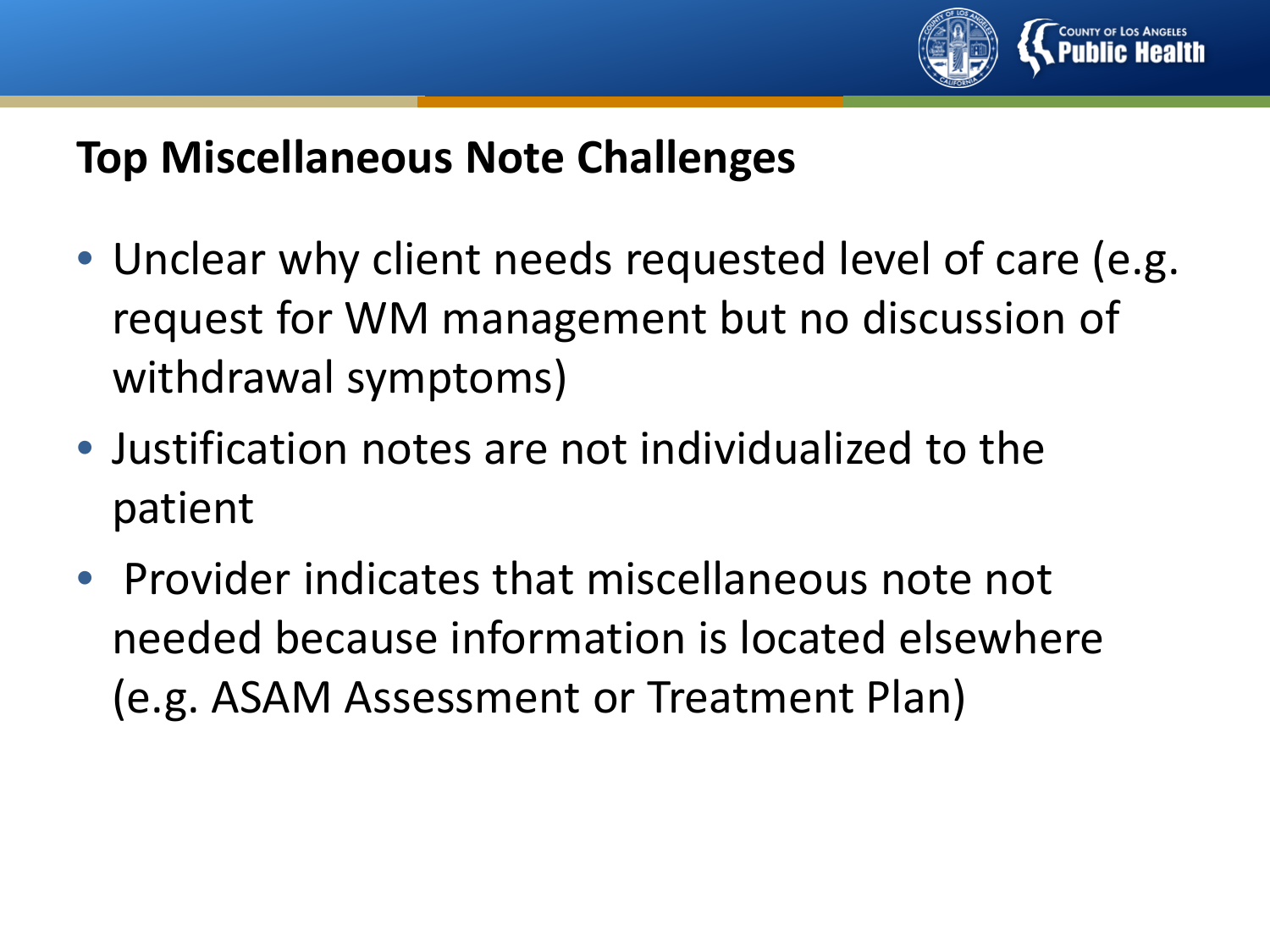## Top Miscellaneous Note Challenges

- Unclear why client needs requested level of care (e.g. request for WM management but no discussion of withdrawal symptoms)
- Justification notes are not individualized to the patient
- Provider indicates that miscellaneous note not needed because information is located elsewhere (e.g. ASAM Assessment or Treatment Plan)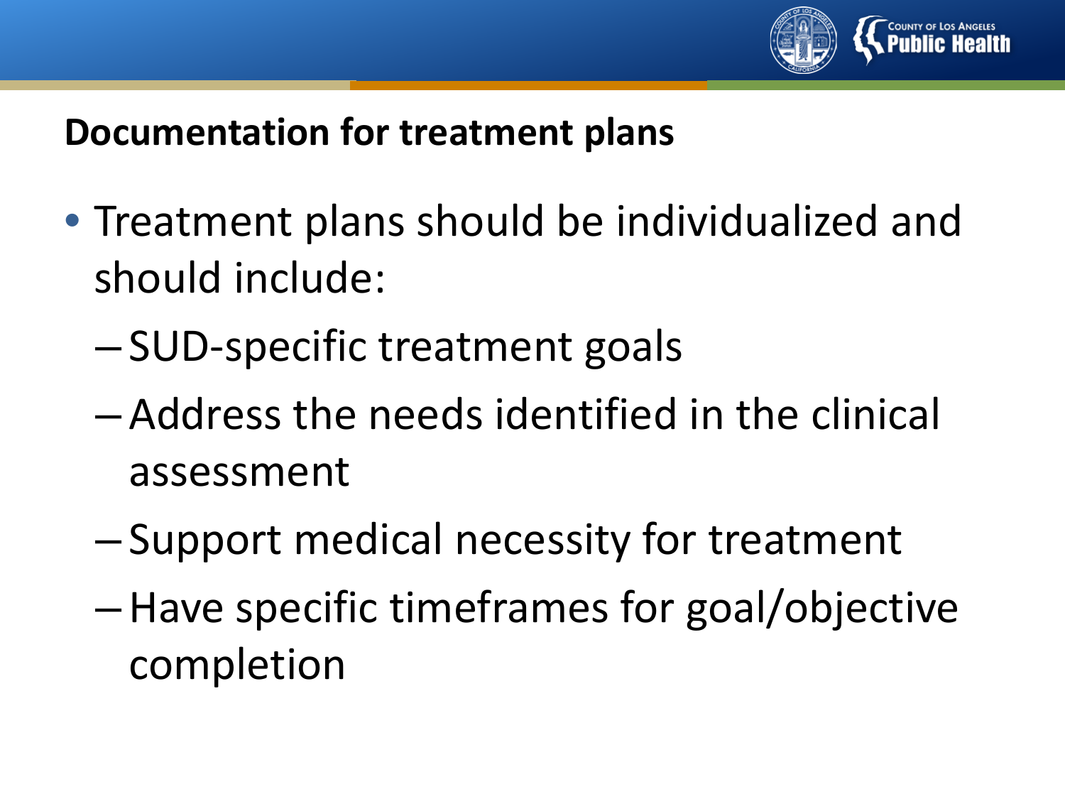## Documentation for treatment plans

- Treatment plans should be individualized and should include:
  - SUD-specific treatment goals
  - Address the needs identified in the clinical assessment
  - Support medical necessity for treatment
  - Have specific timeframes for goal/objective completion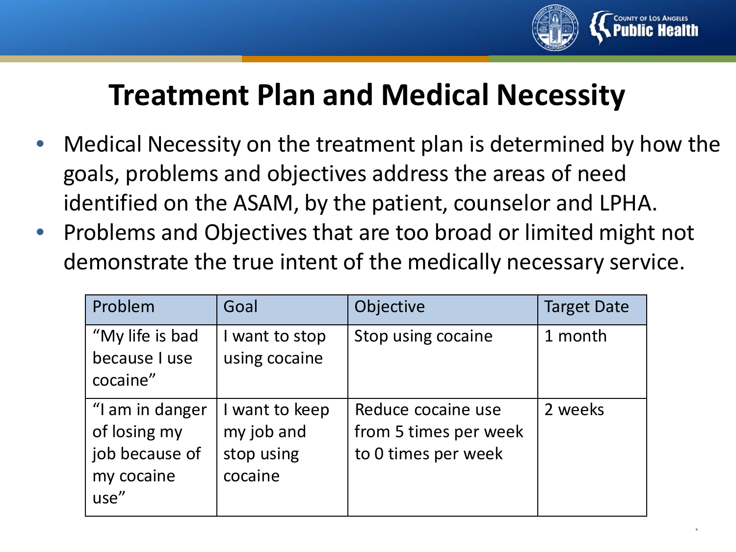# Treatment Plan and Medical Necessity

- Medical Necessity on the treatment plan is determined by how the goals, problems and objectives address the areas of need identified on the ASAM, by the patient, counselor and LPHA.
- Problems and Objectives that are too broad or limited might not demonstrate the true intent of the medically necessary service.

| Problem | Goal | Objective | Target Date |
|---|---|---|---|
| "My life is bad because I use cocaine" | I want to stop using cocaine | Stop using cocaine | 1 month |
| "I am in danger of losing my job because of my cocaine use" | I want to keep my job and stop using cocaine | Reduce cocaine use from 5 times per week to 0 times per week | 2 weeks |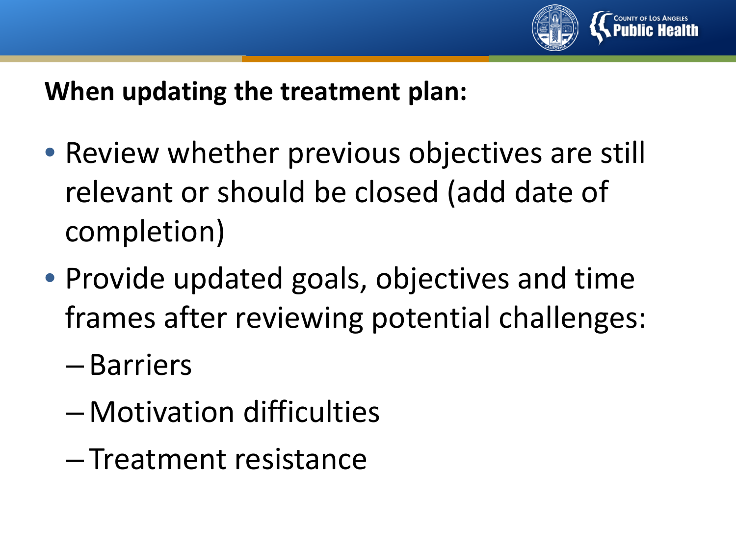**When updating the treatment plan:**

- Review whether previous objectives are still relevant or should be closed (add date of completion)
- Provide updated goals, objectives and time frames after reviewing potential challenges:
  - Barriers
  - Motivation difficulties
  - Treatment resistance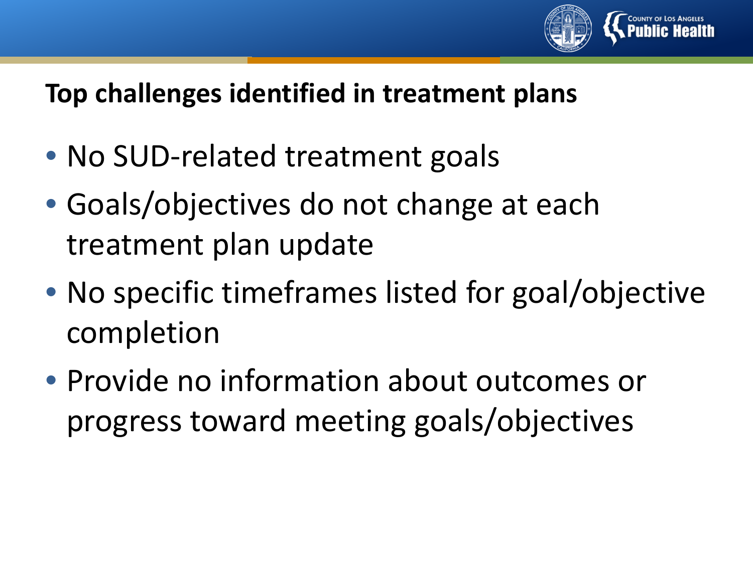## Top challenges identified in treatment plans

- No SUD-related treatment goals
- Goals/objectives do not change at each treatment plan update
- No specific timeframes listed for goal/objective completion
- Provide no information about outcomes or progress toward meeting goals/objectives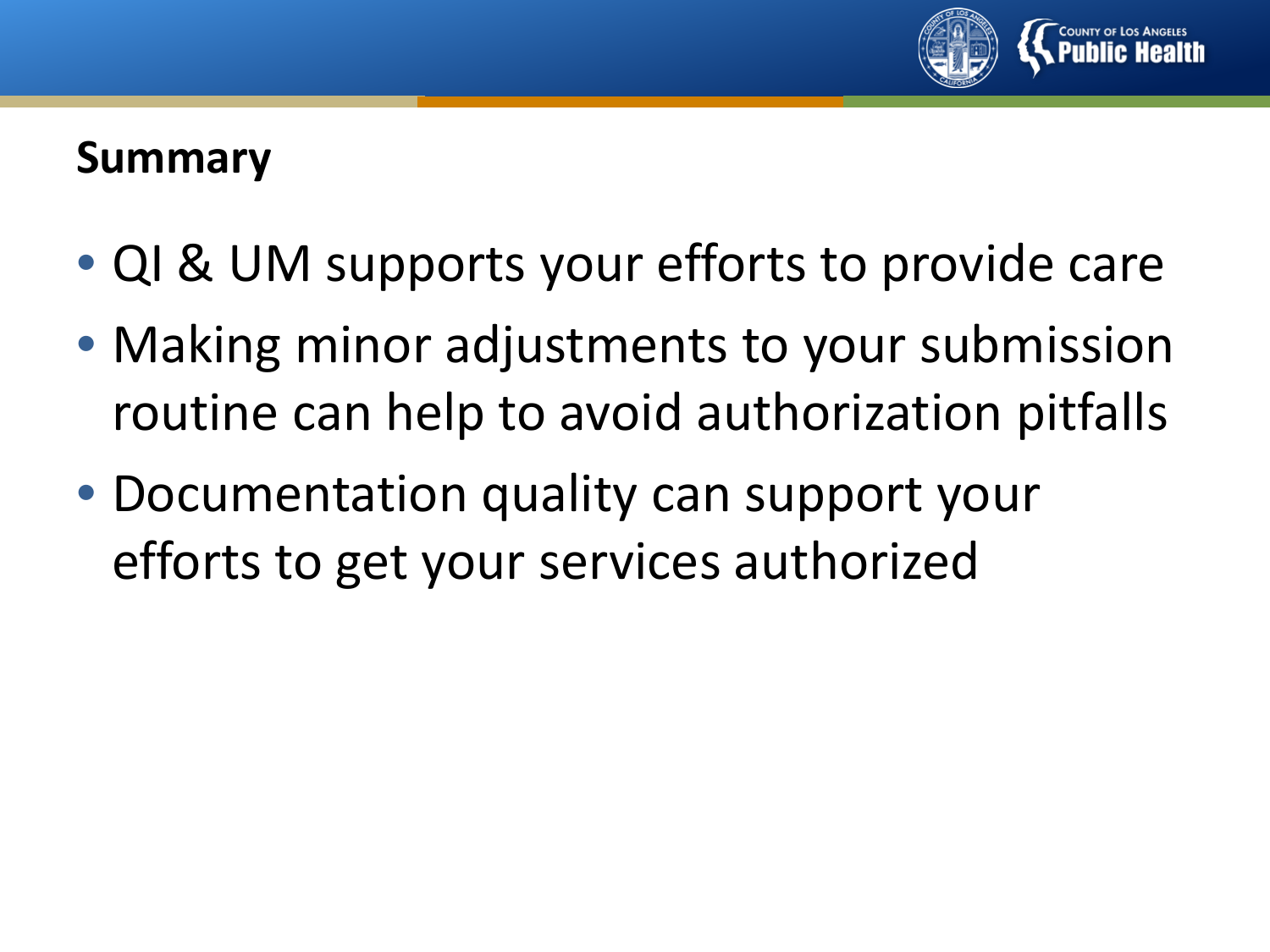## Summary

- QI & UM supports your efforts to provide care
- Making minor adjustments to your submission routine can help to avoid authorization pitfalls
- Documentation quality can support your efforts to get your services authorized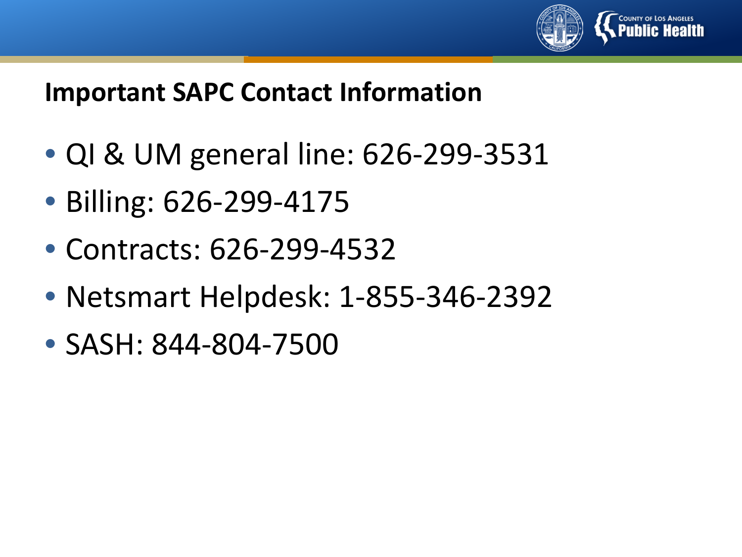## Important SAPC Contact Information

- QI & UM general line: 626-299-3531
- Billing: 626-299-4175
- Contracts: 626-299-4532
- Netsmart Helpdesk: 1-855-346-2392
- SASH: 844-804-7500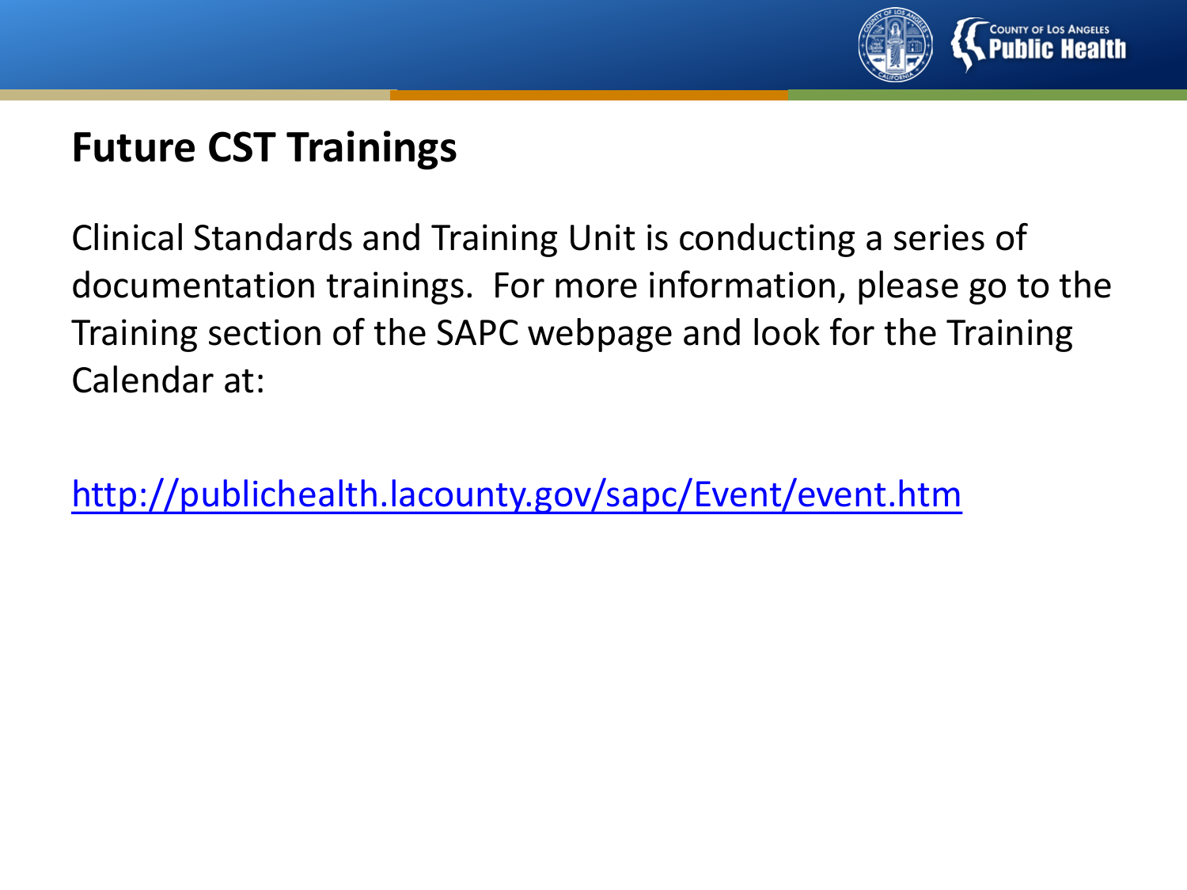## Future CST Trainings

Clinical Standards and Training Unit is conducting a series of documentation trainings. For more information, please go to the Training section of the SAPC webpage and look for the Training Calendar at:

http://publichealth.lacounty.gov/sapc/Event/event.htm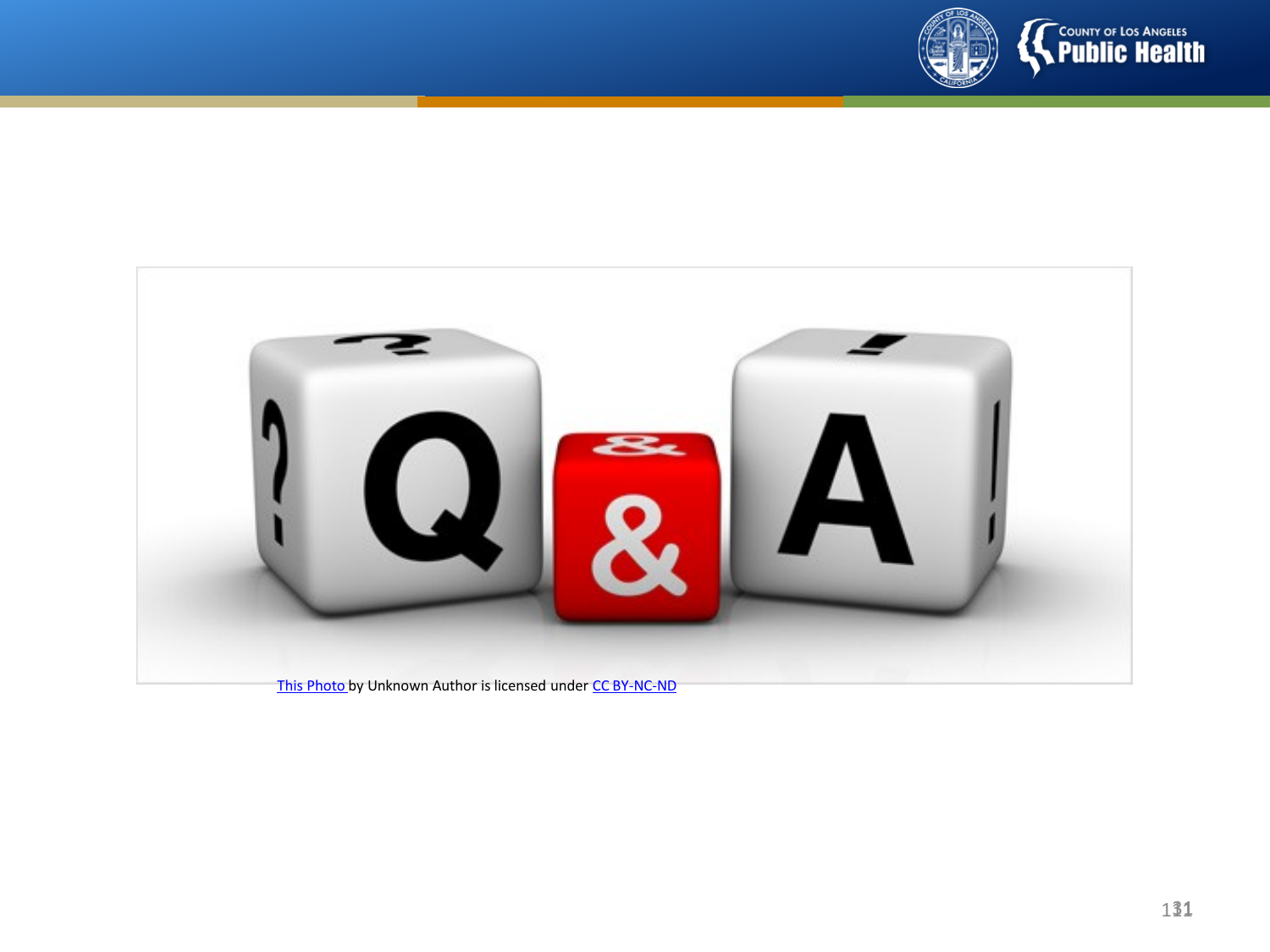This Photo by Unknown Author is licensed under CC BY-NC-ND